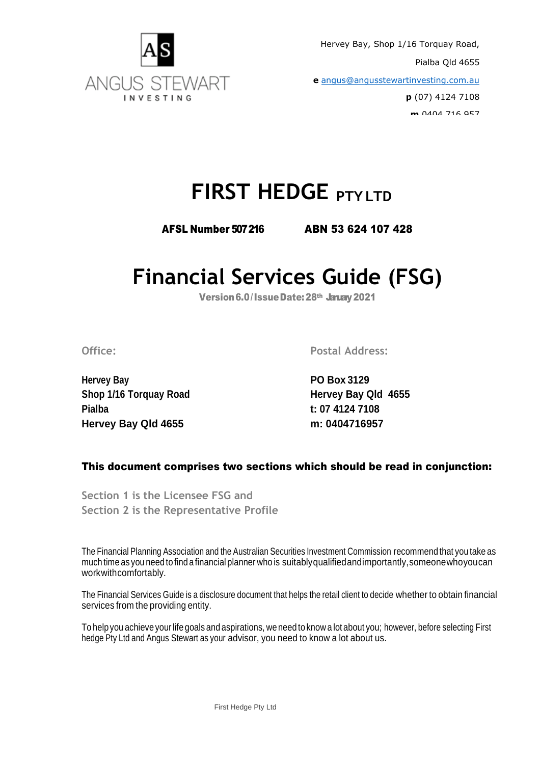ANGUS STEWART INVESTING

Hervey Bay, Shop 1/16 Torquay Road,
Pialba Qld 4655
**e** angus@angusstewartinvesting.com.au
**p** (07) 4124 7108
**m** 0404 716 957

# FIRST HEDGE PTY LTD

**AFSL Number 507216** **ABN 53 624 107 428**

# Financial Services Guide (FSG)

**Version 6.0 / Issue Date: 28th January 2021**

**Office:**

**Hervey Bay**
**Shop 1/16 Torquay Road**
**Pialba**
**Hervey Bay Qld 4655**

**Postal Address:**

**PO Box 3129**
**Hervey Bay Qld 4655**
**t: 07 4124 7108**
**m: 0404716957**

**This document comprises two sections which should be read in conjunction:**

**Section 1 is the Licensee FSG and**
**Section 2 is the Representative Profile**

The Financial Planning Association and the Australian Securities Investment Commission recommend that you take as much time as you need to find a financial planner who is suitably qualified and importantly, someone who you can work with comfortably.

The Financial Services Guide is a disclosure document that helps the retail client to decide whether to obtain financial services from the providing entity.

To help you achieve your life goals and aspirations, we need to know a lot about you; however, before selecting First hedge Pty Ltd and Angus Stewart as your advisor, you need to know a lot about us.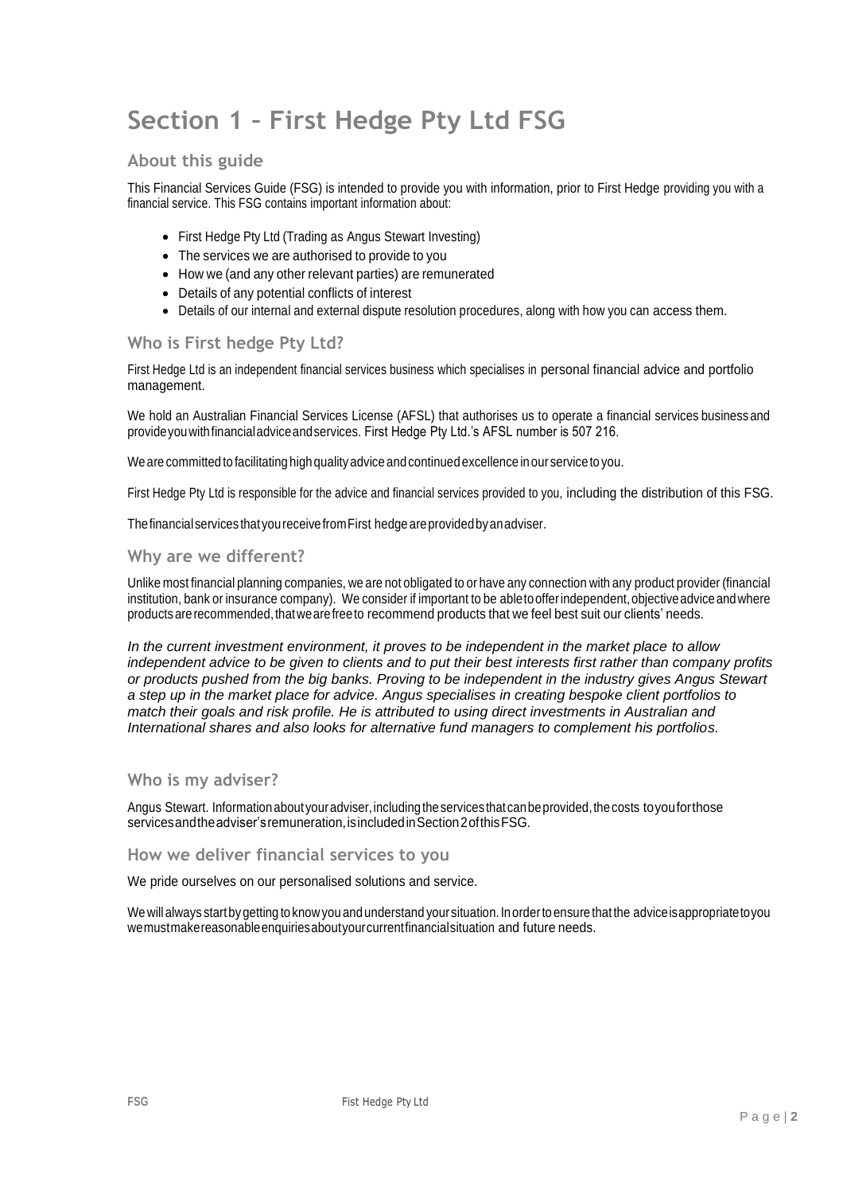# Section 1 – First Hedge Pty Ltd FSG

## About this guide

This Financial Services Guide (FSG) is intended to provide you with information, prior to First Hedge providing you with a financial service. This FSG contains important information about:

- First Hedge Pty Ltd (Trading as Angus Stewart Investing)
- The services we are authorised to provide to you
- How we (and any other relevant parties) are remunerated
- Details of any potential conflicts of interest
- Details of our internal and external dispute resolution procedures, along with how you can access them.

## Who is First hedge Pty Ltd?

First Hedge Ltd is an independent financial services business which specialises in personal financial advice and portfolio management.

We hold an Australian Financial Services License (AFSL) that authorises us to operate a financial services business and provide you with financial advice and services. First Hedge Pty Ltd.'s AFSL number is 507 216.

We are committed to facilitating high quality advice and continued excellence in our service to you.

First Hedge Pty Ltd is responsible for the advice and financial services provided to you, including the distribution of this FSG.

The financial services that you receive from First hedge are provided by an adviser.

## Why are we different?

Unlike most financial planning companies, we are not obligated to or have any connection with any product provider (financial institution, bank or insurance company). We consider if important to be able to offer independent, objective advice and where products are recommended, that we are free to recommend products that we feel best suit our clients' needs.

*In the current investment environment, it proves to be independent in the market place to allow independent advice to be given to clients and to put their best interests first rather than company profits or products pushed from the big banks. Proving to be independent in the industry gives Angus Stewart a step up in the market place for advice. Angus specialises in creating bespoke client portfolios to match their goals and risk profile. He is attributed to using direct investments in Australian and International shares and also looks for alternative fund managers to complement his portfolios.*

## Who is my adviser?

Angus Stewart. Information about your adviser, including the services that can be provided, the costs to you for those services and the adviser's remuneration, is included in Section 2 of this FSG.

## How we deliver financial services to you

We pride ourselves on our personalised solutions and service.

We will always start by getting to know you and understand your situation. In order to ensure that the advice is appropriate to you we must make reasonable enquiries about your current financial situation and future needs.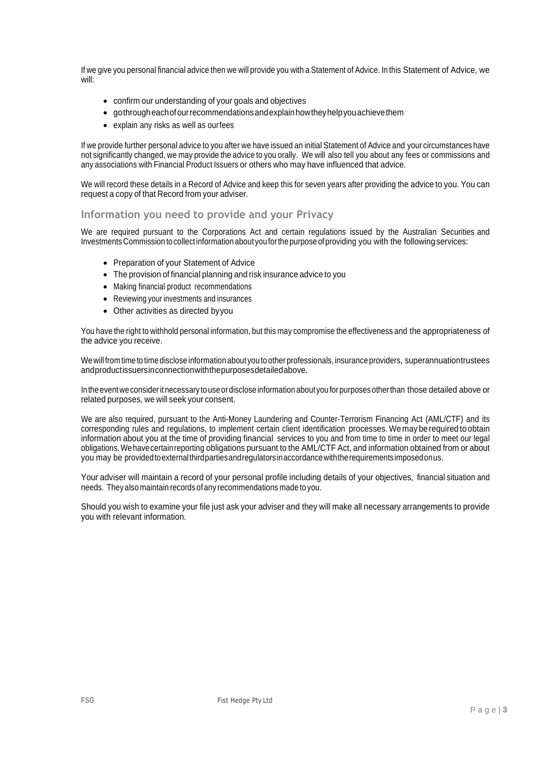If we give you personal financial advice then we will provide you with a Statement of Advice. In this Statement of Advice, we will:

- confirm our understanding of your goals and objectives
- go through each of our recommendations and explain how they help you achieve them
- explain any risks as well as our fees

If we provide further personal advice to you after we have issued an initial Statement of Advice and your circumstances have not significantly changed, we may provide the advice to you orally. We will also tell you about any fees or commissions and any associations with Financial Product Issuers or others who may have influenced that advice.

We will record these details in a Record of Advice and keep this for seven years after providing the advice to you. You can request a copy of that Record from your adviser.

## Information you need to provide and your Privacy

We are required pursuant to the Corporations Act and certain regulations issued by the Australian Securities and Investments Commission to collect information about you for the purpose of providing you with the following services:

- Preparation of your Statement of Advice
- The provision of financial planning and risk insurance advice to you
- Making financial product recommendations
- Reviewing your investments and insurances
- Other activities as directed by you

You have the right to withhold personal information, but this may compromise the effectiveness and the appropriateness of the advice you receive.

We will from time to time disclose information about you to other professionals, insurance providers, superannuation trustees and product issuers in connection with the purposes detailed above.

In the event we consider it necessary to use or disclose information about you for purposes other than those detailed above or related purposes, we will seek your consent.

We are also required, pursuant to the Anti-Money Laundering and Counter-Terrorism Financing Act (AML/CTF) and its corresponding rules and regulations, to implement certain client identification processes. We may be required to obtain information about you at the time of providing financial services to you and from time to time in order to meet our legal obligations. We have certain reporting obligations pursuant to the AML/CTF Act, and information obtained from or about you may be provided to external third parties and regulators in accordance with the requirements imposed on us.

Your adviser will maintain a record of your personal profile including details of your objectives, financial situation and needs. They also maintain records of any recommendations made to you.

Should you wish to examine your file just ask your adviser and they will make all necessary arrangements to provide you with relevant information.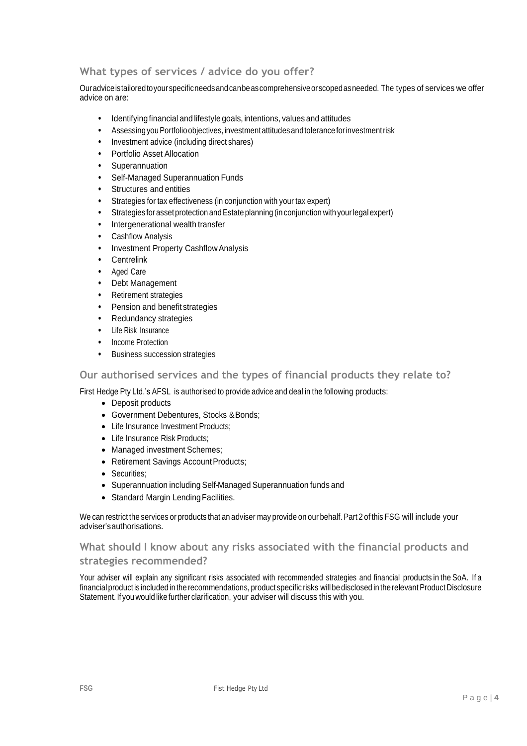## What types of services / advice do you offer?

Our advice is tailored to your specific needs and can be as comprehensive or scoped as needed. The types of services we offer advice on are:

- Identifying financial and lifestyle goals, intentions, values and attitudes
- Assessing you Portfolio objectives, investment attitudes and tolerance for investment risk
- Investment advice (including direct shares)
- Portfolio Asset Allocation
- Superannuation
- Self-Managed Superannuation Funds
- Structures and entities
- Strategies for tax effectiveness (in conjunction with your tax expert)
- Strategies for asset protection and Estate planning (in conjunction with your legal expert)
- Intergenerational wealth transfer
- Cashflow Analysis
- Investment Property Cashflow Analysis
- Centrelink
- Aged Care
- Debt Management
- Retirement strategies
- Pension and benefit strategies
- Redundancy strategies
- Life Risk Insurance
- Income Protection
- Business succession strategies

## Our authorised services and the types of financial products they relate to?

First Hedge Pty Ltd.'s AFSL is authorised to provide advice and deal in the following products:

- Deposit products
- Government Debentures, Stocks & Bonds;
- Life Insurance Investment Products;
- Life Insurance Risk Products;
- Managed investment Schemes;
- Retirement Savings Account Products;
- Securities;
- Superannuation including Self-Managed Superannuation funds and
- Standard Margin Lending Facilities.

We can restrict the services or products that an adviser may provide on our behalf. Part 2 of this FSG will include your adviser's authorisations.

## What should I know about any risks associated with the financial products and strategies recommended?

Your adviser will explain any significant risks associated with recommended strategies and financial products in the SoA. If a financial product is included in the recommendations, product specific risks will be disclosed in the relevant Product Disclosure Statement. If you would like further clarification, your adviser will discuss this with you.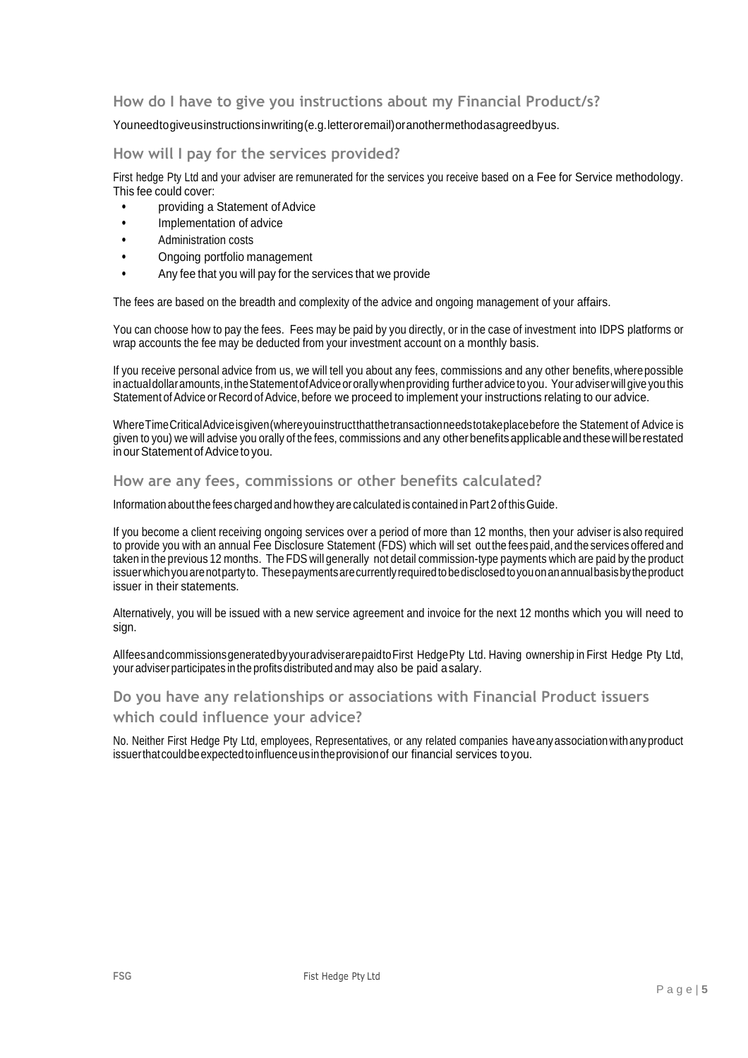## How do I have to give you instructions about my Financial Product/s?

You need to give us instructions in writing (e.g. letter or email) or another method as agreed by us.

## How will I pay for the services provided?

First hedge Pty Ltd and your adviser are remunerated for the services you receive based on a Fee for Service methodology. This fee could cover:

- providing a Statement of Advice
- Implementation of advice
- Administration costs
- Ongoing portfolio management
- Any fee that you will pay for the services that we provide

The fees are based on the breadth and complexity of the advice and ongoing management of your affairs.

You can choose how to pay the fees. Fees may be paid by you directly, or in the case of investment into IDPS platforms or wrap accounts the fee may be deducted from your investment account on a monthly basis.

If you receive personal advice from us, we will tell you about any fees, commissions and any other benefits, where possible in actual dollar amounts, in the Statement of Advice or orally when providing further advice to you. Your adviser will give you this Statement of Advice or Record of Advice, before we proceed to implement your instructions relating to our advice.

Where Time Critical Advice is given (where you instruct that the transaction needs to take place before the Statement of Advice is given to you) we will advise you orally of the fees, commissions and any other benefits applicable and these will be restated in our Statement of Advice to you.

## How are any fees, commissions or other benefits calculated?

Information about the fees charged and how they are calculated is contained in Part 2 of this Guide.

If you become a client receiving ongoing services over a period of more than 12 months, then your adviser is also required to provide you with an annual Fee Disclosure Statement (FDS) which will set out the fees paid, and the services offered and taken in the previous 12 months. The FDS will generally not detail commission-type payments which are paid by the product issuer which you are not party to. These payments are currently required to be disclosed to you on an annual basis by the product issuer in their statements.

Alternatively, you will be issued with a new service agreement and invoice for the next 12 months which you will need to sign.

All fees and commissions generated by your adviser are paid to First Hedge Pty Ltd. Having ownership in First Hedge Pty Ltd, your adviser participates in the profits distributed and may also be paid a salary.

## Do you have any relationships or associations with Financial Product issuers which could influence your advice?

No. Neither First Hedge Pty Ltd, employees, Representatives, or any related companies have any association with any product issuer that could be expected to influence us in the provision of our financial services to you.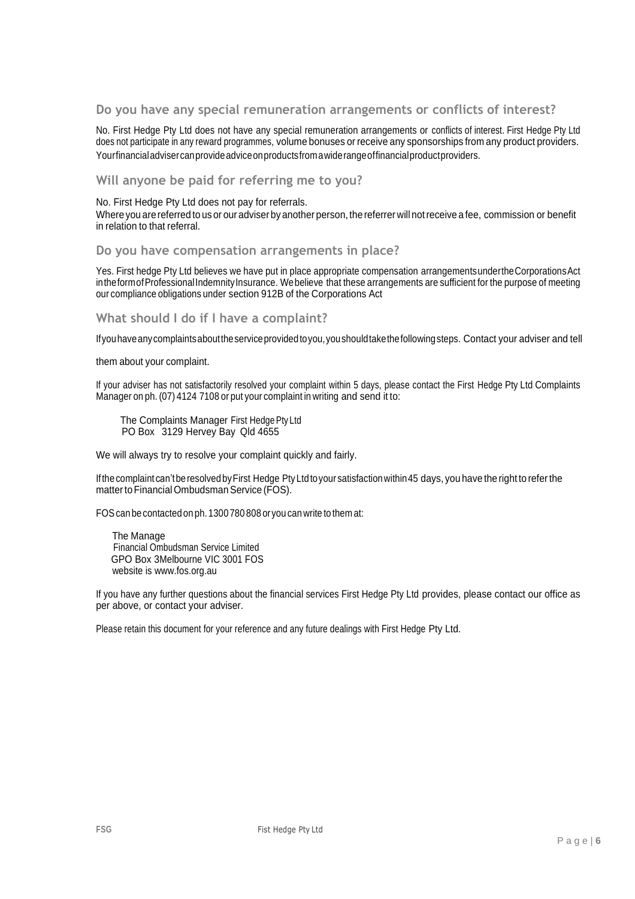### Do you have any special remuneration arrangements or conflicts of interest?

No. First Hedge Pty Ltd does not have any special remuneration arrangements or conflicts of interest. First Hedge Pty Ltd does not participate in any reward programmes, volume bonuses or receive any sponsorships from any product providers. Your financial adviser can provide advice on products from a wide range of financial product providers.

### Will anyone be paid for referring me to you?

No. First Hedge Pty Ltd does not pay for referrals.
Where you are referred to us or our adviser by another person, the referrer will not receive a fee, commission or benefit in relation to that referral.

### Do you have compensation arrangements in place?

Yes. First hedge Pty Ltd believes we have put in place appropriate compensation arrangements under the Corporations Act in the form of Professional Indemnity Insurance. We believe that these arrangements are sufficient for the purpose of meeting our compliance obligations under section 912B of the Corporations Act

### What should I do if I have a complaint?

If you have any complaints about the service provided to you, you should take the following steps. Contact your adviser and tell

them about your complaint.

If your adviser has not satisfactorily resolved your complaint within 5 days, please contact the First Hedge Pty Ltd Complaints Manager on ph. (07) 4124 7108 or put your complaint in writing and send it to:

The Complaints Manager First Hedge Pty Ltd
PO Box 3129 Hervey Bay Qld 4655

We will always try to resolve your complaint quickly and fairly.

If the complaint can't be resolved by First Hedge Pty Ltd to your satisfaction within 45 days, you have the right to refer the matter to Financial Ombudsman Service (FOS).

FOS can be contacted on ph. 1300 780 808 or you can write to them at:

The Manage
Financial Ombudsman Service Limited
GPO Box 3Melbourne VIC 3001 FOS
website is www.fos.org.au

If you have any further questions about the financial services First Hedge Pty Ltd provides, please contact our office as per above, or contact your adviser.

Please retain this document for your reference and any future dealings with First Hedge Pty Ltd.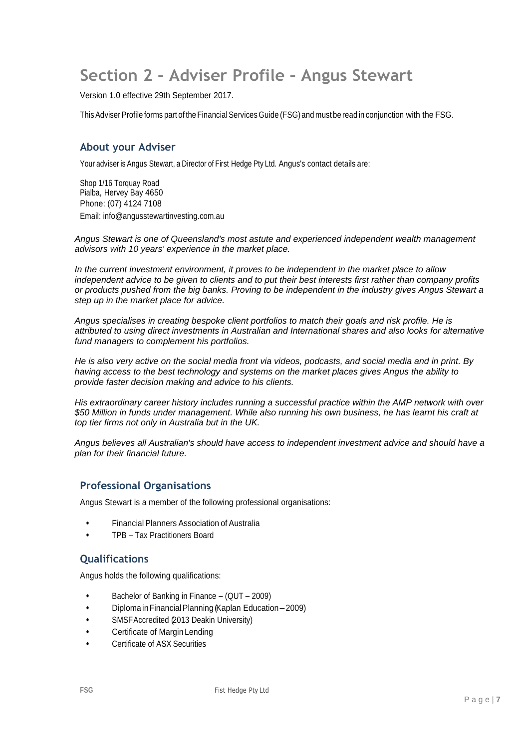# Section 2 – Adviser Profile – Angus Stewart

Version 1.0 effective 29th September 2017.

This Adviser Profile forms part of the Financial Services Guide (FSG) and must be read in conjunction with the FSG.

## About your Adviser

Your adviser is Angus Stewart, a Director of First Hedge Pty Ltd. Angus's contact details are:

Shop 1/16 Torquay Road
Pialba, Hervey Bay 4650
Phone: (07) 4124 7108
Email: info@angusstewartinvesting.com.au

*Angus Stewart is one of Queensland's most astute and experienced independent wealth management advisors with 10 years' experience in the market place.*

*In the current investment environment, it proves to be independent in the market place to allow independent advice to be given to clients and to put their best interests first rather than company profits or products pushed from the big banks. Proving to be independent in the industry gives Angus Stewart a step up in the market place for advice.*

*Angus specialises in creating bespoke client portfolios to match their goals and risk profile. He is attributed to using direct investments in Australian and International shares and also looks for alternative fund managers to complement his portfolios.*

*He is also very active on the social media front via videos, podcasts, and social media and in print. By having access to the best technology and systems on the market places gives Angus the ability to provide faster decision making and advice to his clients.*

*His extraordinary career history includes running a successful practice within the AMP network with over $50 Million in funds under management. While also running his own business, he has learnt his craft at top tier firms not only in Australia but in the UK.*

*Angus believes all Australian's should have access to independent investment advice and should have a plan for their financial future.*

## Professional Organisations

Angus Stewart is a member of the following professional organisations:

- Financial Planners Association of Australia
- TPB – Tax Practitioners Board

## Qualifications

Angus holds the following qualifications:

- Bachelor of Banking in Finance – (QUT – 2009)
- Diploma in Financial Planning (Kaplan Education – 2009)
- SMSF Accredited (2013 Deakin University)
- Certificate of Margin Lending
- Certificate of ASX Securities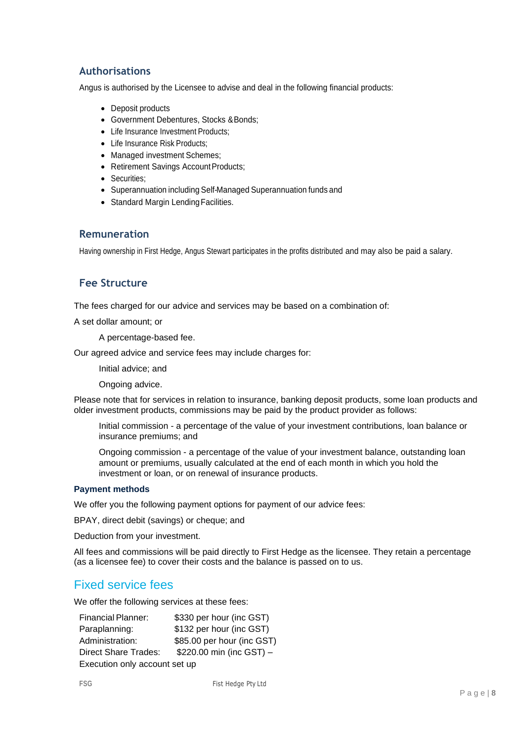## Authorisations

Angus is authorised by the Licensee to advise and deal in the following financial products:

- Deposit products
- Government Debentures, Stocks & Bonds;
- Life Insurance Investment Products;
- Life Insurance Risk Products;
- Managed investment Schemes;
- Retirement Savings Account Products;
- Securities;
- Superannuation including Self-Managed Superannuation funds and
- Standard Margin Lending Facilities.

## Remuneration

Having ownership in First Hedge, Angus Stewart participates in the profits distributed and may also be paid a salary.

## Fee Structure

The fees charged for our advice and services may be based on a combination of:

A set dollar amount; or

A percentage-based fee.

Our agreed advice and service fees may include charges for:

Initial advice; and

Ongoing advice.

Please note that for services in relation to insurance, banking deposit products, some loan products and older investment products, commissions may be paid by the product provider as follows:

Initial commission - a percentage of the value of your investment contributions, loan balance or insurance premiums; and

Ongoing commission - a percentage of the value of your investment balance, outstanding loan amount or premiums, usually calculated at the end of each month in which you hold the investment or loan, or on renewal of insurance products.

### Payment methods

We offer you the following payment options for payment of our advice fees:

BPAY, direct debit (savings) or cheque; and

Deduction from your investment.

All fees and commissions will be paid directly to First Hedge as the licensee. They retain a percentage (as a licensee fee) to cover their costs and the balance is passed on to us.

## Fixed service fees

We offer the following services at these fees:

| | |
|---|---|
| Financial Planner: | $330 per hour (inc GST) |
| Paraplanning: | $132 per hour (inc GST) |
| Administration: | $85.00 per hour (inc GST) |
| Direct Share Trades: | $220.00 min (inc GST) – |

Execution only account set up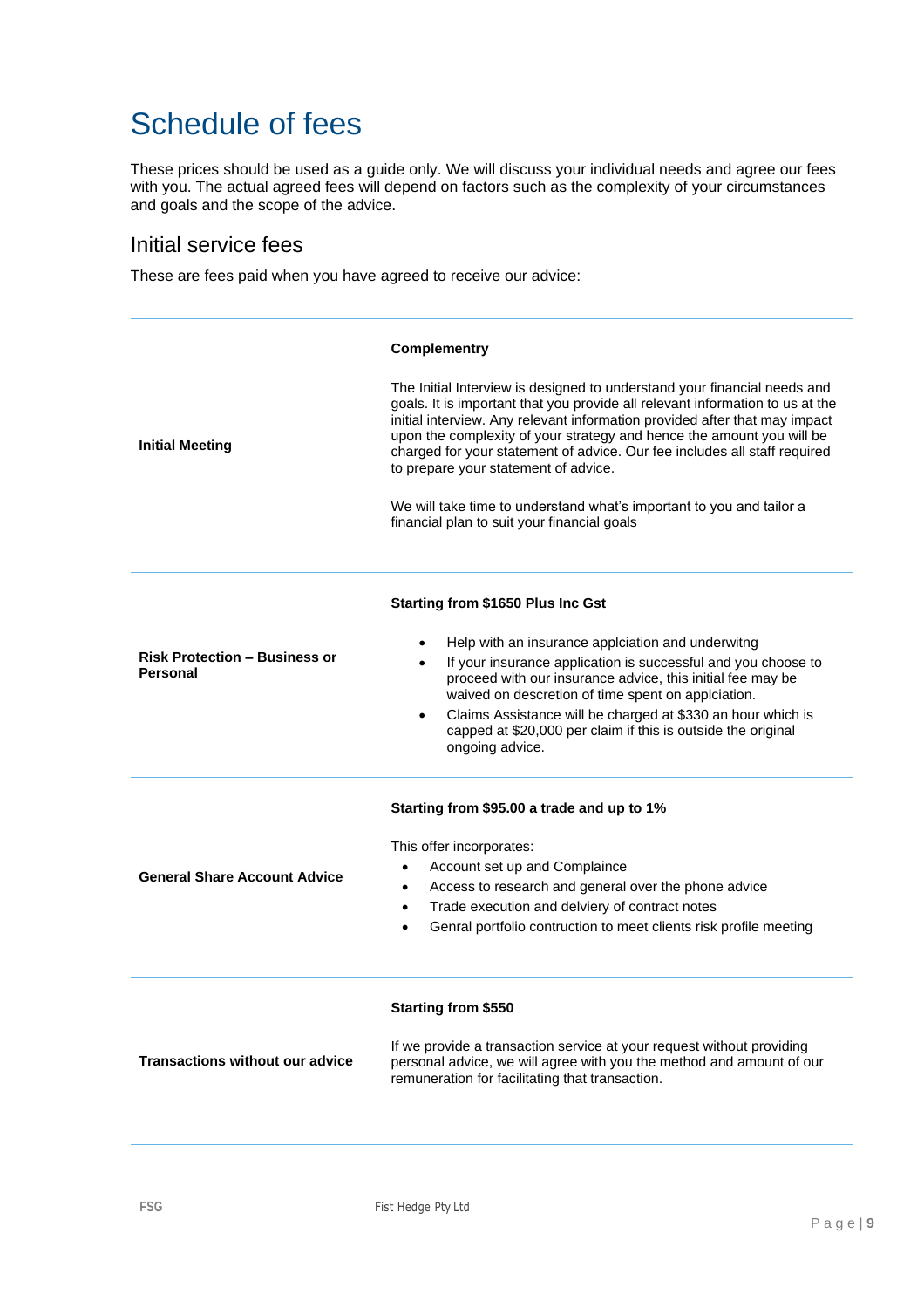# Schedule of fees

These prices should be used as a guide only. We will discuss your individual needs and agree our fees with you. The actual agreed fees will depend on factors such as the complexity of your circumstances and goals and the scope of the advice.

## Initial service fees

These are fees paid when you have agreed to receive our advice:

| | |
|---|---|
| **Initial Meeting** | **Complementry**<br><br>The Initial Interview is designed to understand your financial needs and goals. It is important that you provide all relevant information to us at the initial interview. Any relevant information provided after that may impact upon the complexity of your strategy and hence the amount you will be charged for your statement of advice. Our fee includes all staff required to prepare your statement of advice.<br><br>We will take time to understand what's important to you and tailor a financial plan to suit your financial goals |
| **Risk Protection – Business or Personal** | **Starting from $1650 Plus Inc Gst**<br><br>• Help with an insurance applciation and underwitng<br>• If your insurance application is successful and you choose to proceed with our insurance advice, this initial fee may be waived on descretion of time spent on applciation.<br>• Claims Assistance will be charged at $330 an hour which is capped at $20,000 per claim if this is outside the original ongoing advice. |
| **General Share Account Advice** | **Starting from $95.00 a trade and up to 1%**<br><br>This offer incorporates:<br>• Account set up and Complaince<br>• Access to research and general over the phone advice<br>• Trade execution and delviery of contract notes<br>• Genral portfolio contruction to meet clients risk profile meeting |
| **Transactions without our advice** | **Starting from $550**<br><br>If we provide a transaction service at your request without providing personal advice, we will agree with you the method and amount of our remuneration for facilitating that transaction. |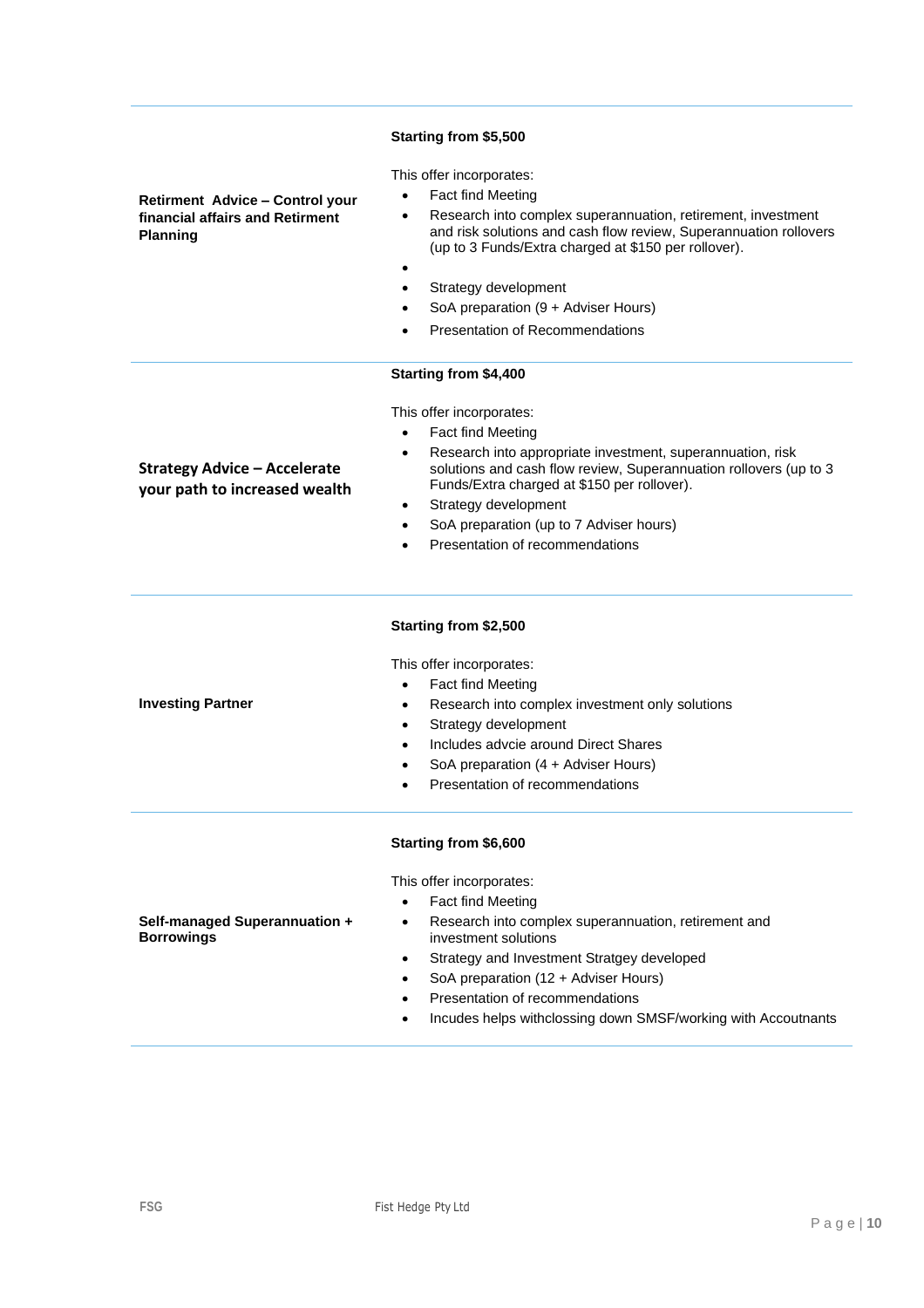| | |
|---|---|
| **Retirment Advice – Control your financial affairs and Retirment Planning** | **Starting from $5,500**<br><br>This offer incorporates:<br>• Fact find Meeting<br>• Research into complex superannuation, retirement, investment and risk solutions and cash flow review, Superannuation rollovers (up to 3 Funds/Extra charged at $150 per rollover).<br>•<br>• Strategy development<br>• SoA preparation (9 + Adviser Hours)<br>• Presentation of Recommendations |
| **Strategy Advice – Accelerate your path to increased wealth** | **Starting from $4,400**<br><br>This offer incorporates:<br>• Fact find Meeting<br>• Research into appropriate investment, superannuation, risk solutions and cash flow review, Superannuation rollovers (up to 3 Funds/Extra charged at $150 per rollover).<br>• Strategy development<br>• SoA preparation (up to 7 Adviser hours)<br>• Presentation of recommendations |
| **Investing Partner** | **Starting from $2,500**<br><br>This offer incorporates:<br>• Fact find Meeting<br>• Research into complex investment only solutions<br>• Strategy development<br>• Includes advcie around Direct Shares<br>• SoA preparation (4 + Adviser Hours)<br>• Presentation of recommendations |
| **Self-managed Superannuation + Borrowings** | **Starting from $6,600**<br><br>This offer incorporates:<br>• Fact find Meeting<br>• Research into complex superannuation, retirement and investment solutions<br>• Strategy and Investment Stratgey developed<br>• SoA preparation (12 + Adviser Hours)<br>• Presentation of recommendations<br>• Incudes helps withclossing down SMSF/working with Accoutnants |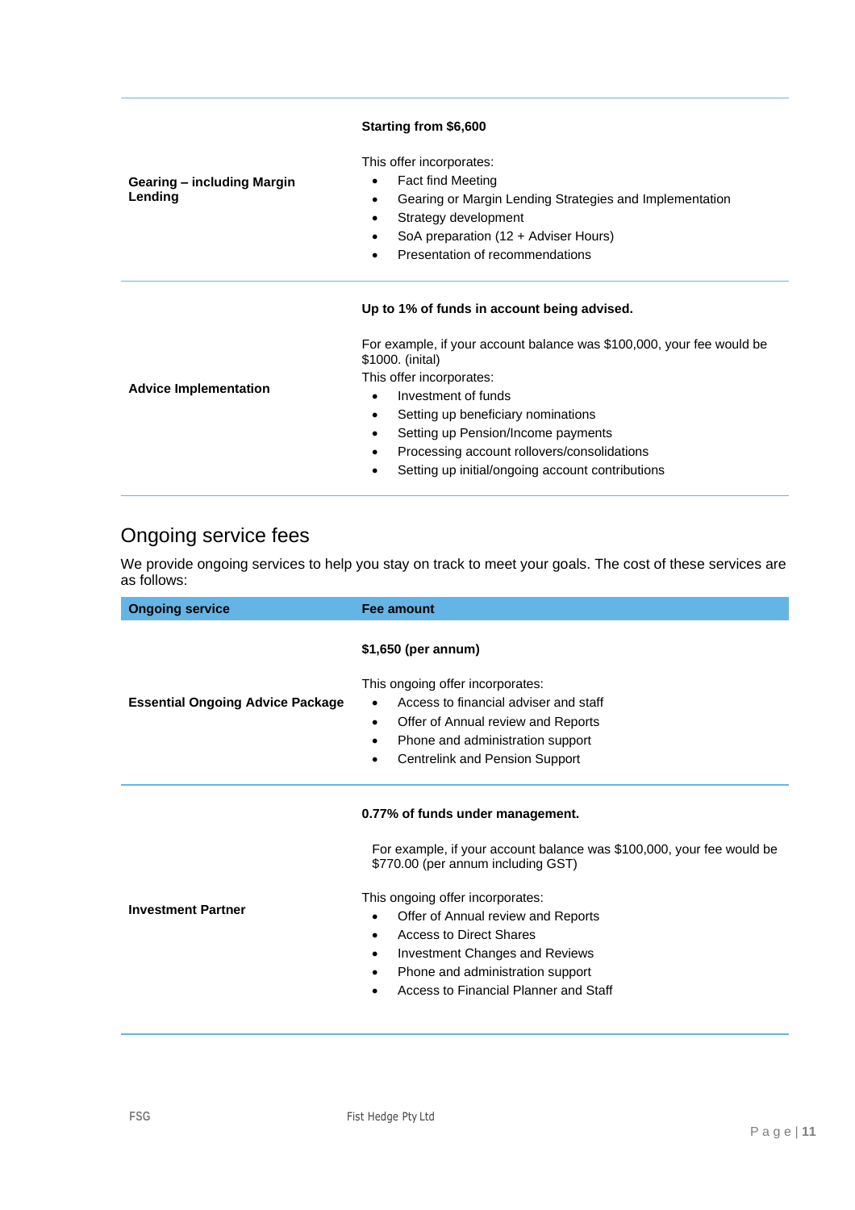| | |
|---|---|
| **Gearing – including Margin Lending** | **Starting from $6,600**<br><br>This offer incorporates:<br>• Fact find Meeting<br>• Gearing or Margin Lending Strategies and Implementation<br>• Strategy development<br>• SoA preparation (12 + Adviser Hours)<br>• Presentation of recommendations |
| **Advice Implementation** | **Up to 1% of funds in account being advised.**<br><br>For example, if your account balance was $100,000, your fee would be $1000. (inital)<br>This offer incorporates:<br>• Investment of funds<br>• Setting up beneficiary nominations<br>• Setting up Pension/Income payments<br>• Processing account rollovers/consolidations<br>• Setting up initial/ongoing account contributions |

## Ongoing service fees

We provide ongoing services to help you stay on track to meet your goals. The cost of these services are as follows:

| Ongoing service | Fee amount |
|---|---|
| **Essential Ongoing Advice Package** | **$1,650 (per annum)**<br><br>This ongoing offer incorporates:<br>• Access to financial adviser and staff<br>• Offer of Annual review and Reports<br>• Phone and administration support<br>• Centrelink and Pension Support |
| **Investment Partner** | **0.77% of funds under management.**<br><br>For example, if your account balance was $100,000, your fee would be $770.00 (per annum including GST)<br><br>This ongoing offer incorporates:<br>• Offer of Annual review and Reports<br>• Access to Direct Shares<br>• Investment Changes and Reviews<br>• Phone and administration support<br>• Access to Financial Planner and Staff |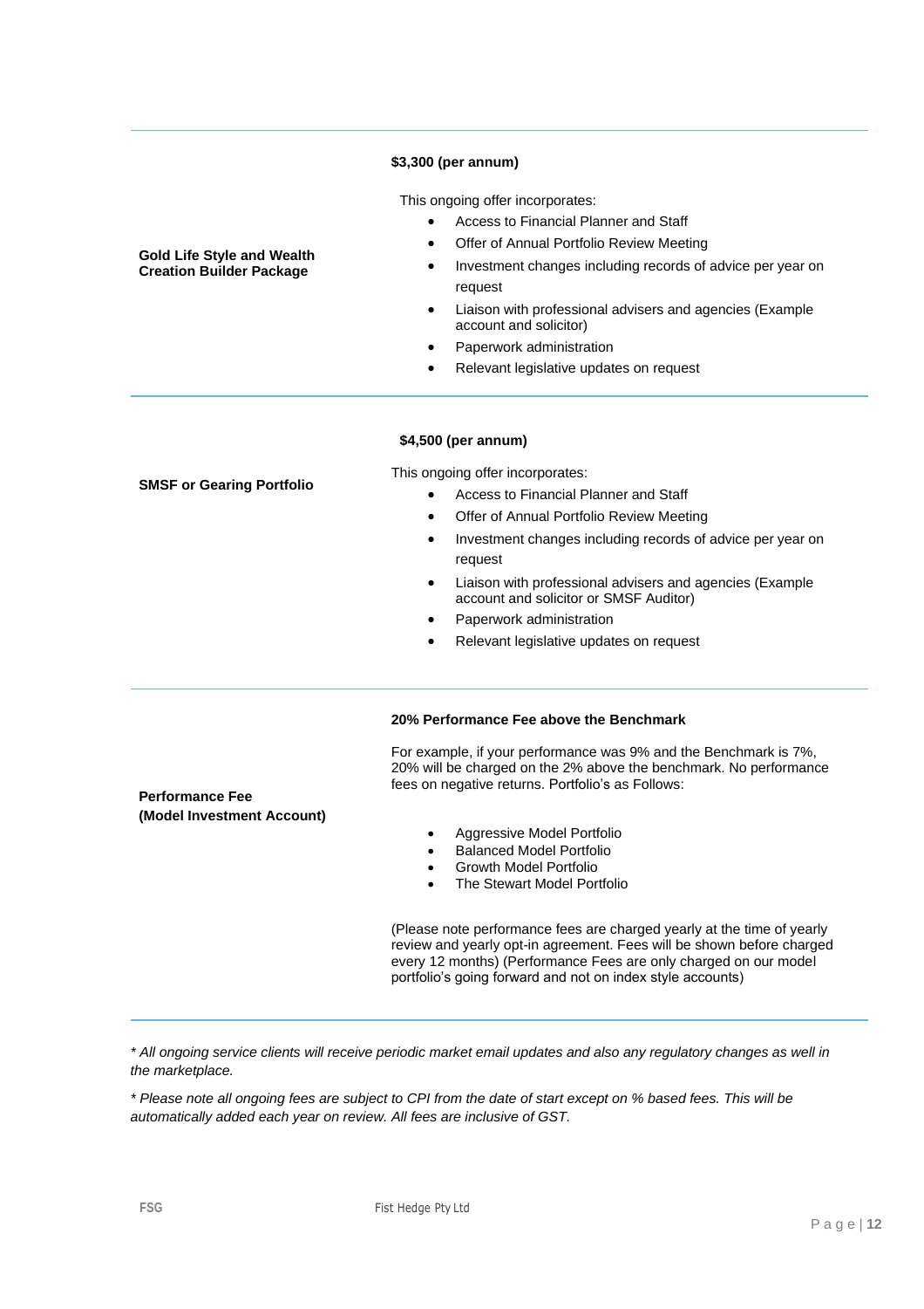| | |
|---|---|
| **Gold Life Style and Wealth Creation Builder Package** | **$3,300 (per annum)**<br><br>This ongoing offer incorporates:<br>• Access to Financial Planner and Staff<br>• Offer of Annual Portfolio Review Meeting<br>• Investment changes including records of advice per year on request<br>• Liaison with professional advisers and agencies (Example account and solicitor)<br>• Paperwork administration<br>• Relevant legislative updates on request |
| **SMSF or Gearing Portfolio** | **$4,500 (per annum)**<br><br>This ongoing offer incorporates:<br>• Access to Financial Planner and Staff<br>• Offer of Annual Portfolio Review Meeting<br>• Investment changes including records of advice per year on request<br>• Liaison with professional advisers and agencies (Example account and solicitor or SMSF Auditor)<br>• Paperwork administration<br>• Relevant legislative updates on request |
| **Performance Fee (Model Investment Account)** | **20% Performance Fee above the Benchmark**<br><br>For example, if your performance was 9% and the Benchmark is 7%, 20% will be charged on the 2% above the benchmark. No performance fees on negative returns. Portfolio's as Follows:<br><br>• Aggressive Model Portfolio<br>• Balanced Model Portfolio<br>• Growth Model Portfolio<br>• The Stewart Model Portfolio<br><br>(Please note performance fees are charged yearly at the time of yearly review and yearly opt-in agreement. Fees will be shown before charged every 12 months) (Performance Fees are only charged on our model portfolio's going forward and not on index style accounts) |

*\* All ongoing service clients will receive periodic market email updates and also any regulatory changes as well in the marketplace.*

*\* Please note all ongoing fees are subject to CPI from the date of start except on % based fees. This will be automatically added each year on review. All fees are inclusive of GST.*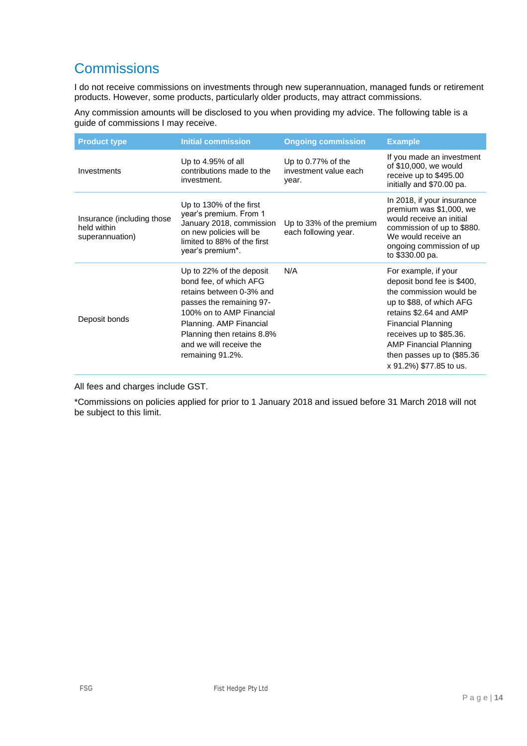## Commissions

I do not receive commissions on investments through new superannuation, managed funds or retirement products. However, some products, particularly older products, may attract commissions.

Any commission amounts will be disclosed to you when providing my advice. The following table is a guide of commissions I may receive.

| Product type | Initial commission | Ongoing commission | Example |
|---|---|---|---|
| Investments | Up to 4.95% of all contributions made to the investment. | Up to 0.77% of the investment value each year. | If you made an investment of $10,000, we would receive up to $495.00 initially and $70.00 pa. |
| Insurance (including those held within superannuation) | Up to 130% of the first year's premium. From 1 January 2018, commission on new policies will be limited to 88% of the first year's premium*. | Up to 33% of the premium each following year. | In 2018, if your insurance premium was $1,000, we would receive an initial commission of up to $880. We would receive an ongoing commission of up to $330.00 pa. |
| Deposit bonds | Up to 22% of the deposit bond fee, of which AFG retains between 0-3% and passes the remaining 97-100% on to AMP Financial Planning. AMP Financial Planning then retains 8.8% and we will receive the remaining 91.2%. | N/A | For example, if your deposit bond fee is $400, the commission would be up to $88, of which AFG retains $2.64 and AMP Financial Planning receives up to $85.36. AMP Financial Planning then passes up to ($85.36 x 91.2%) $77.85 to us. |

All fees and charges include GST.

*Commissions on policies applied for prior to 1 January 2018 and issued before 31 March 2018 will not be subject to this limit.